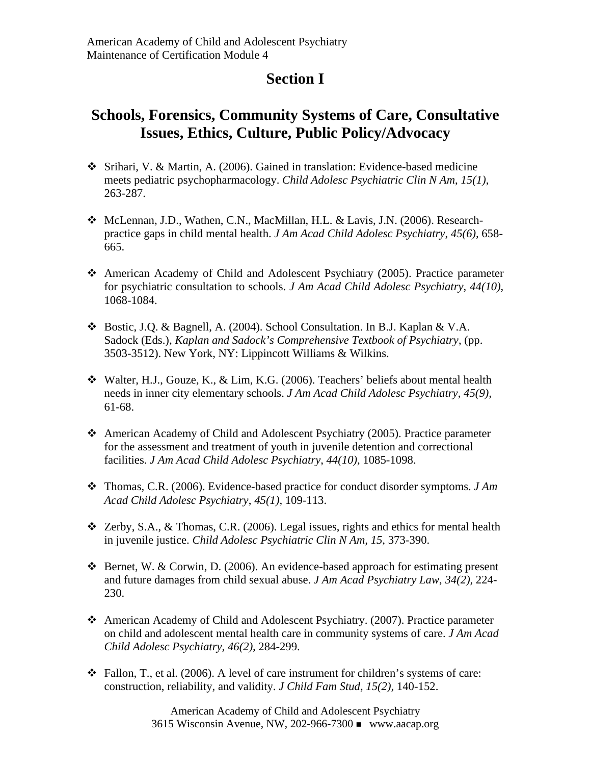# Section I

## Schools, Forensics, Community Systems of Care, Consultative Issues, Ethics, Culture, Public Policy/Advocacy

- Srihari, V. & Martin, A. (2006). Gained in translation: Evidence-based medicine meets pediatric psychopharmacology. *Child Adolesc Psychiatric Clin N Am*, *15(1)*, 263-287.
- McLennan, J.D., Wathen, C.N., MacMillan, H.L. & Lavis, J.N. (2006). Research-practice gaps in child mental health. *J Am Acad Child Adolesc Psychiatry*, *45(6)*, 658-665.
- American Academy of Child and Adolescent Psychiatry (2005). Practice parameter for psychiatric consultation to schools. *J Am Acad Child Adolesc Psychiatry*, *44(10)*, 1068-1084.
- Bostic, J.Q. & Bagnell, A. (2004). School Consultation. In B.J. Kaplan & V.A. Sadock (Eds.), *Kaplan and Sadock's Comprehensive Textbook of Psychiatry*, (pp. 3503-3512). New York, NY: Lippincott Williams & Wilkins.
- Walter, H.J., Gouze, K., & Lim, K.G. (2006). Teachers' beliefs about mental health needs in inner city elementary schools. *J Am Acad Child Adolesc Psychiatry*, *45(9)*, 61-68.
- American Academy of Child and Adolescent Psychiatry (2005). Practice parameter for the assessment and treatment of youth in juvenile detention and correctional facilities. *J Am Acad Child Adolesc Psychiatry*, *44(10)*, 1085-1098.
- Thomas, C.R. (2006). Evidence-based practice for conduct disorder symptoms. *J Am Acad Child Adolesc Psychiatry*, *45(1)*, 109-113.
- Zerby, S.A., & Thomas, C.R. (2006). Legal issues, rights and ethics for mental health in juvenile justice. *Child Adolesc Psychiatric Clin N Am*, *15*, 373-390.
- Bernet, W. & Corwin, D. (2006). An evidence-based approach for estimating present and future damages from child sexual abuse. *J Am Acad Psychiatry Law*, *34(2)*, 224-230.
- American Academy of Child and Adolescent Psychiatry. (2007). Practice parameter on child and adolescent mental health care in community systems of care. *J Am Acad Child Adolesc Psychiatry, 46(2)*, 284-299.
- Fallon, T., et al. (2006). A level of care instrument for children's systems of care: construction, reliability, and validity. *J Child Fam Stud*, *15(2)*, 140-152.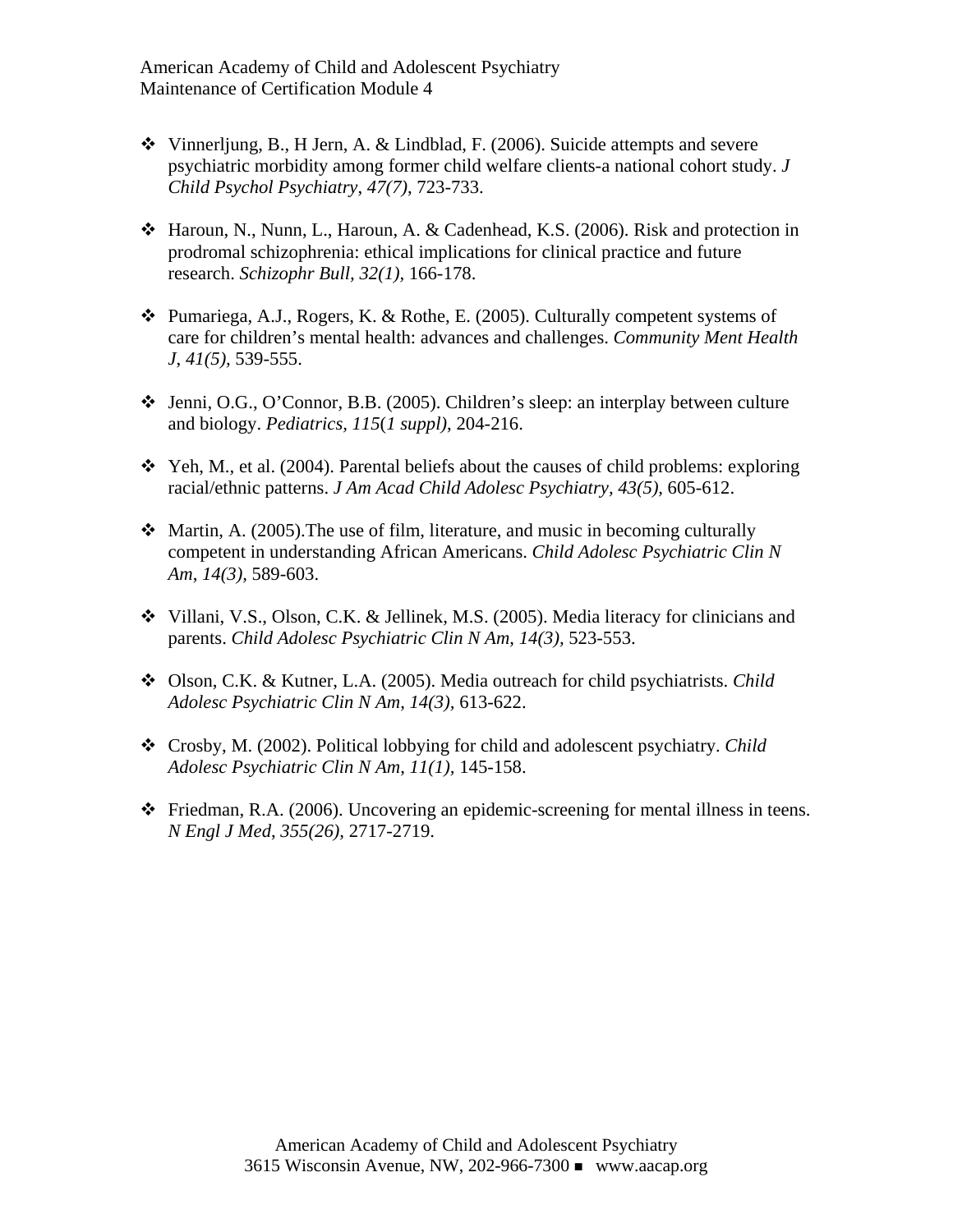- Vinnerljung, B., H Jern, A. & Lindblad, F. (2006). Suicide attempts and severe psychiatric morbidity among former child welfare clients-a national cohort study. *J Child Psychol Psychiatry*, *47(7)*, 723-733.

- Haroun, N., Nunn, L., Haroun, A. & Cadenhead, K.S. (2006). Risk and protection in prodromal schizophrenia: ethical implications for clinical practice and future research. *Schizophr Bull*, *32(1)*, 166-178.

- Pumariega, A.J., Rogers, K. & Rothe, E. (2005). Culturally competent systems of care for children's mental health: advances and challenges. *Community Ment Health J*, *41(5)*, 539-555.

- Jenni, O.G., O'Connor, B.B. (2005). Children's sleep: an interplay between culture and biology. *Pediatrics*, *115*(*1 suppl)*, 204-216.

- Yeh, M., et al. (2004). Parental beliefs about the causes of child problems: exploring racial/ethnic patterns. *J Am Acad Child Adolesc Psychiatry*, *43(5)*, 605-612.

- Martin, A. (2005).The use of film, literature, and music in becoming culturally competent in understanding African Americans. *Child Adolesc Psychiatric Clin N Am*, *14(3)*, 589-603.

- Villani, V.S., Olson, C.K. & Jellinek, M.S. (2005). Media literacy for clinicians and parents. *Child Adolesc Psychiatric Clin N Am*, *14(3)*, 523-553.

- Olson, C.K. & Kutner, L.A. (2005). Media outreach for child psychiatrists. *Child Adolesc Psychiatric Clin N Am*, *14(3)*, 613-622.

- Crosby, M. (2002). Political lobbying for child and adolescent psychiatry. *Child Adolesc Psychiatric Clin N Am*, *11(1)*, 145-158.

- Friedman, R.A. (2006). Uncovering an epidemic-screening for mental illness in teens. *N Engl J Med*, *355(26)*, 2717-2719.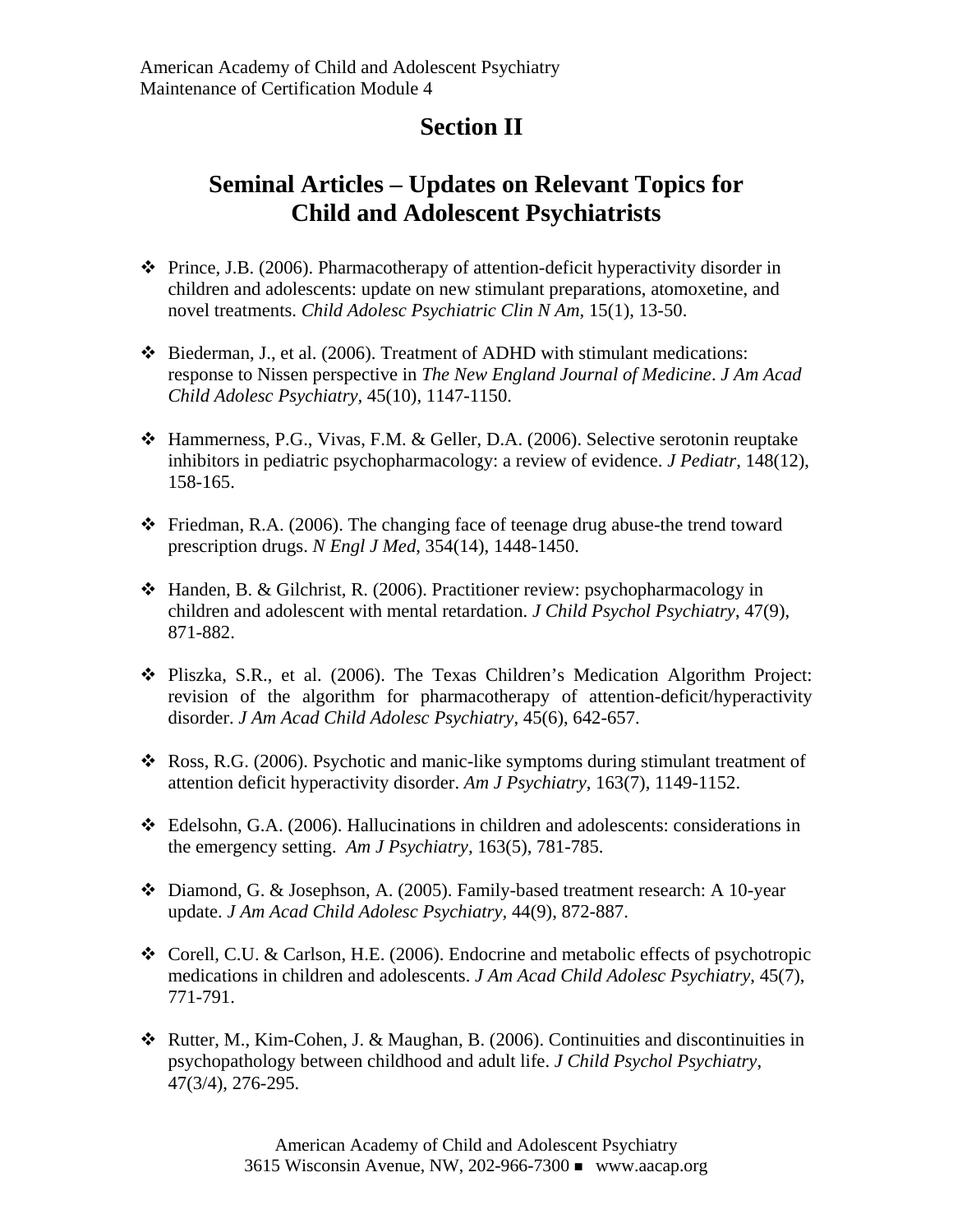## Section II

## Seminal Articles – Updates on Relevant Topics for Child and Adolescent Psychiatrists

- Prince, J.B. (2006). Pharmacotherapy of attention-deficit hyperactivity disorder in children and adolescents: update on new stimulant preparations, atomoxetine, and novel treatments. *Child Adolesc Psychiatric Clin N Am*, 15(1), 13-50.

- Biederman, J., et al. (2006). Treatment of ADHD with stimulant medications: response to Nissen perspective in *The New England Journal of Medicine*. *J Am Acad Child Adolesc Psychiatry*, 45(10), 1147-1150.

- Hammerness, P.G., Vivas, F.M. & Geller, D.A. (2006). Selective serotonin reuptake inhibitors in pediatric psychopharmacology: a review of evidence. *J Pediatr*, 148(12), 158-165.

- Friedman, R.A. (2006). The changing face of teenage drug abuse-the trend toward prescription drugs. *N Engl J Med*, 354(14), 1448-1450.

- Handen, B. & Gilchrist, R. (2006). Practitioner review: psychopharmacology in children and adolescent with mental retardation. *J Child Psychol Psychiatry*, 47(9), 871-882.

- Pliszka, S.R., et al. (2006). The Texas Children's Medication Algorithm Project: revision of the algorithm for pharmacotherapy of attention-deficit/hyperactivity disorder. *J Am Acad Child Adolesc Psychiatry*, 45(6), 642-657.

- Ross, R.G. (2006). Psychotic and manic-like symptoms during stimulant treatment of attention deficit hyperactivity disorder. *Am J Psychiatry*, 163(7), 1149-1152.

- Edelsohn, G.A. (2006). Hallucinations in children and adolescents: considerations in the emergency setting. *Am J Psychiatry*, 163(5), 781-785.

- Diamond, G. & Josephson, A. (2005). Family-based treatment research: A 10-year update. *J Am Acad Child Adolesc Psychiatry*, 44(9), 872-887.

- Corell, C.U. & Carlson, H.E. (2006). Endocrine and metabolic effects of psychotropic medications in children and adolescents. *J Am Acad Child Adolesc Psychiatry*, 45(7), 771-791.

- Rutter, M., Kim-Cohen, J. & Maughan, B. (2006). Continuities and discontinuities in psychopathology between childhood and adult life. *J Child Psychol Psychiatry*, 47(3/4), 276-295.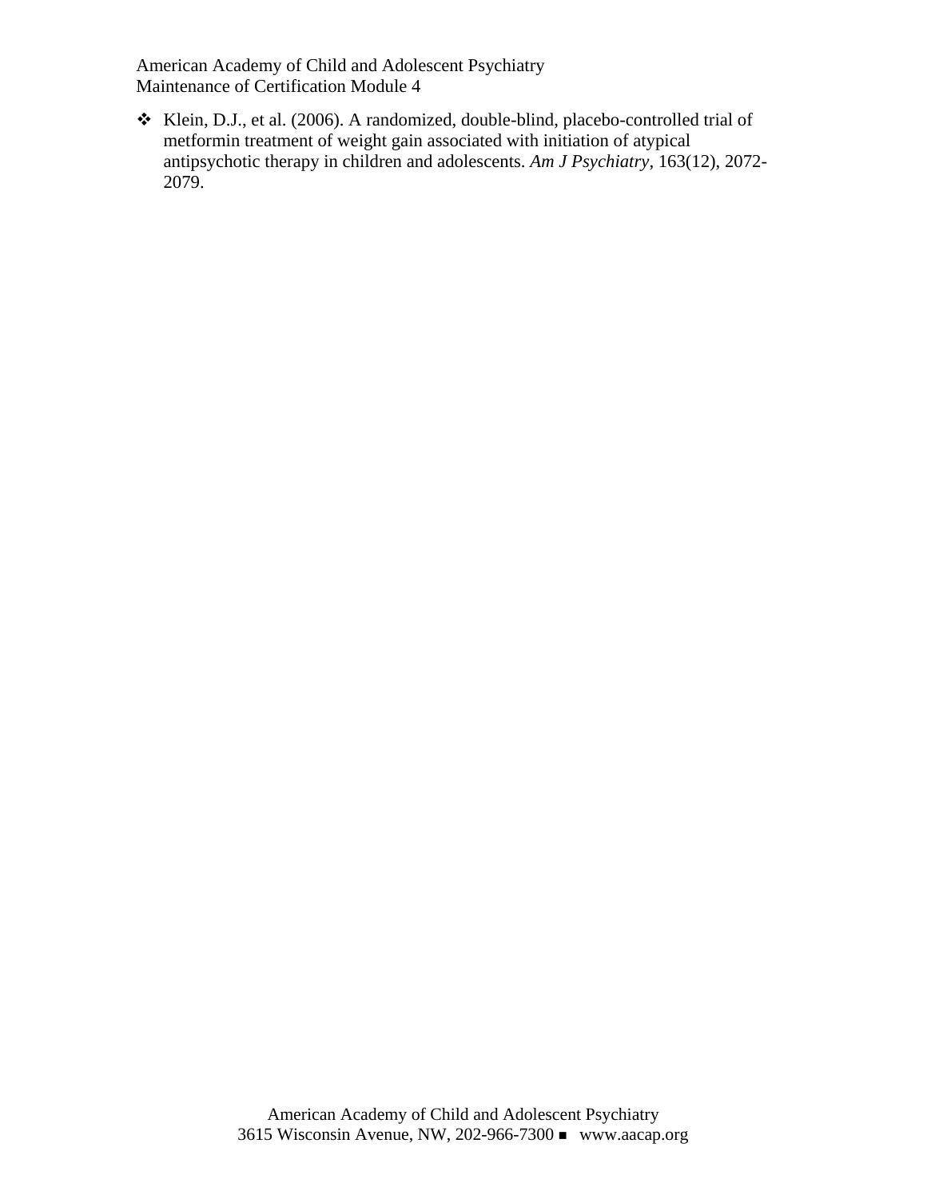- Klein, D.J., et al. (2006). A randomized, double-blind, placebo-controlled trial of metformin treatment of weight gain associated with initiation of atypical antipsychotic therapy in children and adolescents. *Am J Psychiatry*, 163(12), 2072-2079.